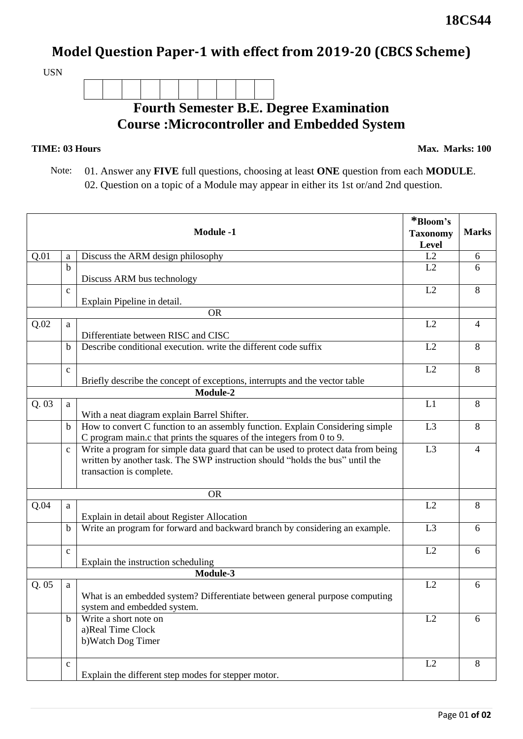**18CS44**

# Model Question Paper-1 with effect from 2019-20 (CBCS Scheme)

USN

| | | | | | | | | | |
|---|---|---|---|---|---|---|---|---|---|
| | | | | | | | | | |

## Fourth Semester B.E. Degree Examination
## Course :Microcontroller and Embedded System

**TIME: 03 Hours** **Max. Marks: 100**

Note: 01. Answer any **FIVE** full questions, choosing at least **ONE** question from each **MODULE**.
02. Question on a topic of a Module may appear in either its 1st or/and 2nd question.

| | | **Module -1** | ***Bloom's Taxonomy Level** | **Marks** |
|---|---|---|---|---|
| Q.01 | a | Discuss the ARM design philosophy | L2 | 6 |
| | b | Discuss ARM bus technology | L2 | 6 |
| | c | Explain Pipeline in detail. | L2 | 8 |
| | | OR | | |
| Q.02 | a | Differentiate between RISC and CISC | L2 | 4 |
| | b | Describe conditional execution. write the different code suffix | L2 | 8 |
| | c | Briefly describe the concept of exceptions, interrupts and the vector table | L2 | 8 |
| | | **Module-2** | | |
| Q. 03 | a | With a neat diagram explain Barrel Shifter. | L1 | 8 |
| | b | How to convert C function to an assembly function. Explain Considering simple C program main.c that prints the squares of the integers from 0 to 9. | L3 | 8 |
| | c | Write a program for simple data guard that can be used to protect data from being written by another task. The SWP instruction should "holds the bus" until the transaction is complete. | L3 | 4 |
| | | OR | | |
| Q.04 | a | Explain in detail about Register Allocation | L2 | 8 |
| | b | Write an program for forward and backward branch by considering an example. | L3 | 6 |
| | c | Explain the instruction scheduling | L2 | 6 |
| | | **Module-3** | | |
| Q. 05 | a | What is an embedded system? Differentiate between general purpose computing system and embedded system. | L2 | 6 |
| | b | Write a short note on<br>a)Real Time Clock<br>b)Watch Dog Timer | L2 | 6 |
| | c | Explain the different step modes for stepper motor. | L2 | 8 |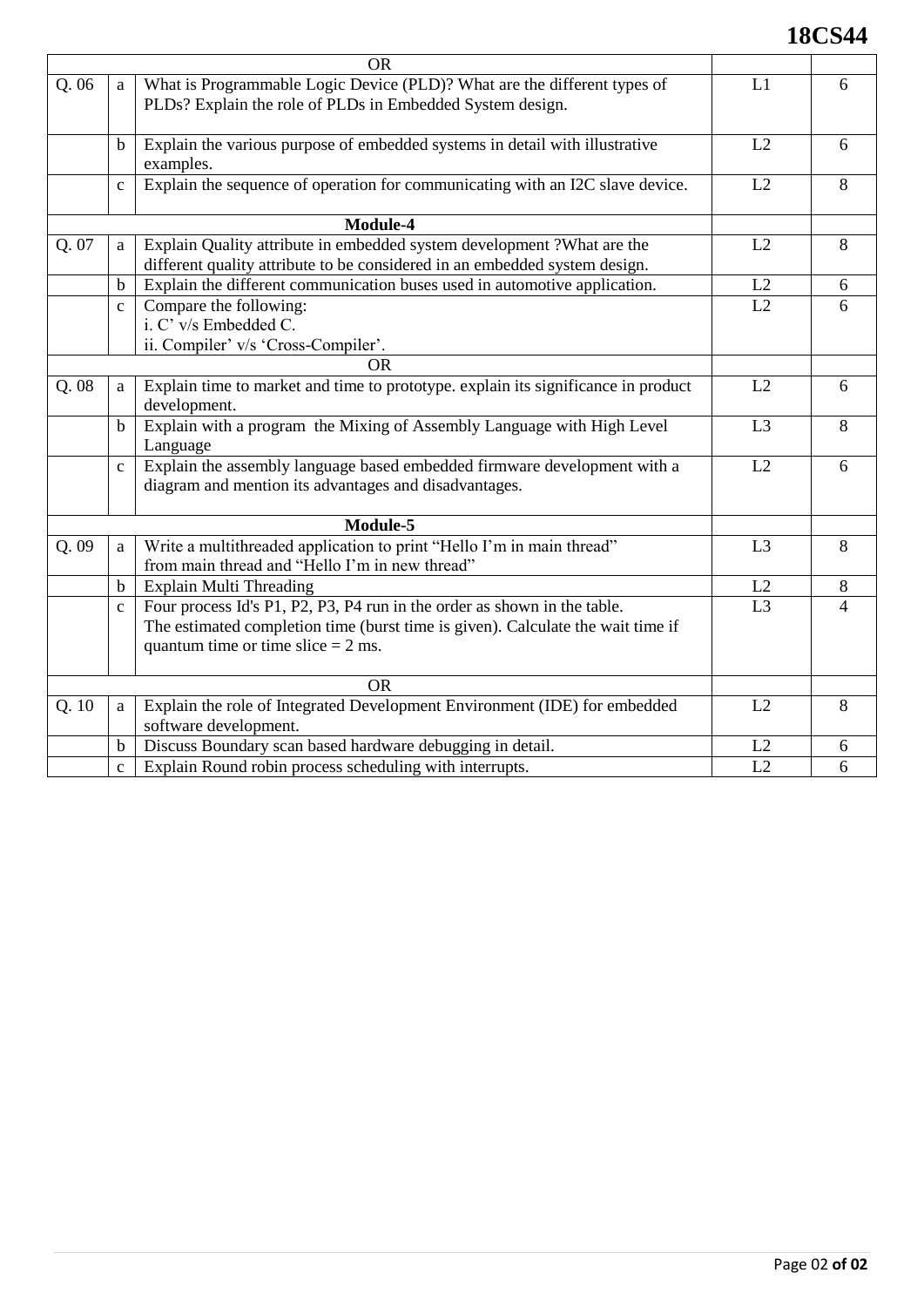| | | | | |
|---|---|---|---|---|
| | | OR | | |
| Q. 06 | a | What is Programmable Logic Device (PLD)? What are the different types of PLDs? Explain the role of PLDs in Embedded System design. | L1 | 6 |
| | b | Explain the various purpose of embedded systems in detail with illustrative examples. | L2 | 6 |
| | c | Explain the sequence of operation for communicating with an I2C slave device. | L2 | 8 |
| | | **Module-4** | | |
| Q. 07 | a | Explain Quality attribute in embedded system development ?What are the different quality attribute to be considered in an embedded system design. | L2 | 8 |
| | b | Explain the different communication buses used in automotive application. | L2 | 6 |
| | c | Compare the following:<br>i. C' v/s Embedded C.<br>ii. Compiler' v/s 'Cross-Compiler'. | L2 | 6 |
| | | OR | | |
| Q. 08 | a | Explain time to market and time to prototype. explain its significance in product development. | L2 | 6 |
| | b | Explain with a program the Mixing of Assembly Language with High Level Language | L3 | 8 |
| | c | Explain the assembly language based embedded firmware development with a diagram and mention its advantages and disadvantages. | L2 | 6 |
| | | **Module-5** | | |
| Q. 09 | a | Write a multithreaded application to print "Hello I'm in main thread" from main thread and "Hello I'm in new thread" | L3 | 8 |
| | b | Explain Multi Threading | L2 | 8 |
| | c | Four process Id's P1, P2, P3, P4 run in the order as shown in the table. The estimated completion time (burst time is given). Calculate the wait time if quantum time or time slice = 2 ms. | L3 | 4 |
| | | OR | | |
| Q. 10 | a | Explain the role of Integrated Development Environment (IDE) for embedded software development. | L2 | 8 |
| | b | Discuss Boundary scan based hardware debugging in detail. | L2 | 6 |
| | c | Explain Round robin process scheduling with interrupts. | L2 | 6 |